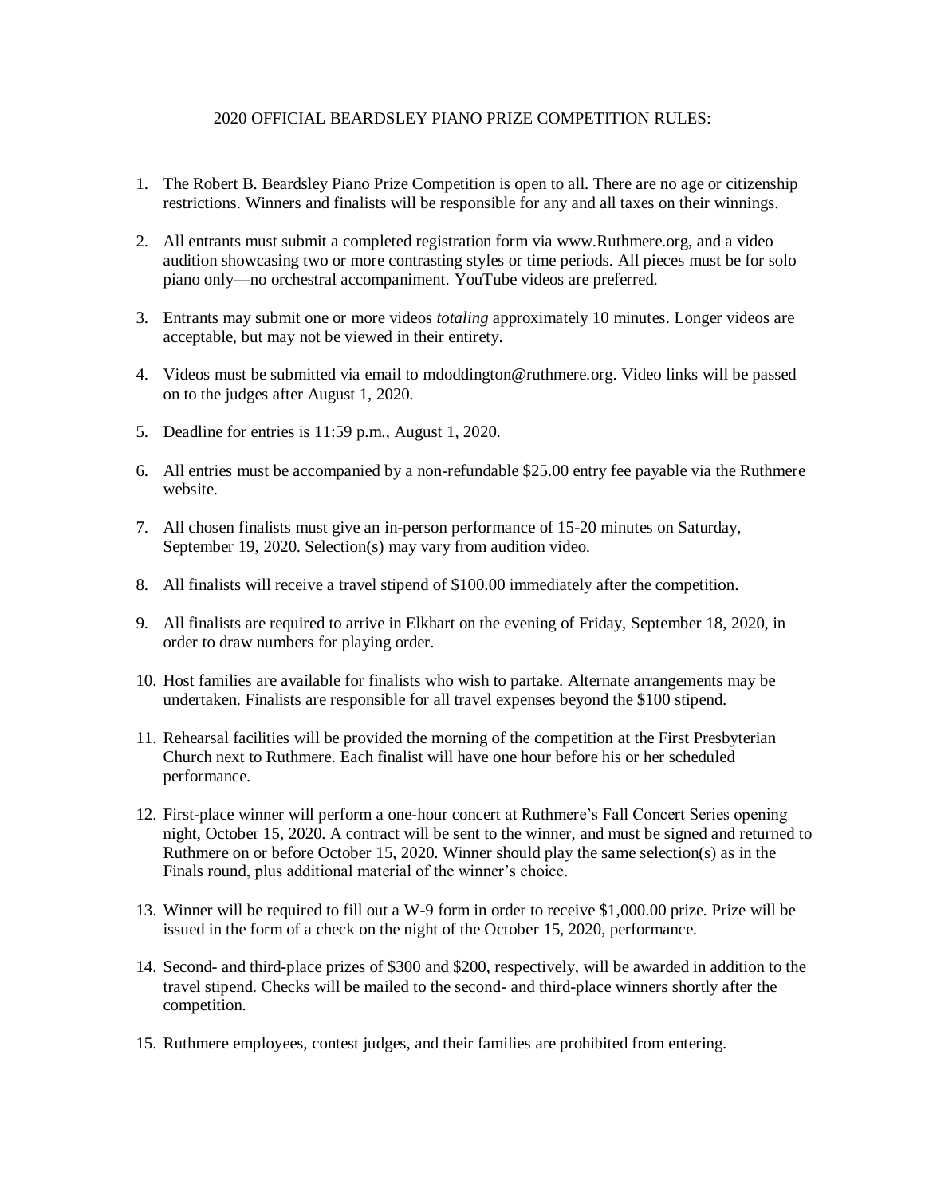# 2020 OFFICIAL BEARDSLEY PIANO PRIZE COMPETITION RULES:

1. The Robert B. Beardsley Piano Prize Competition is open to all. There are no age or citizenship restrictions. Winners and finalists will be responsible for any and all taxes on their winnings.

2. All entrants must submit a completed registration form via www.Ruthmere.org, and a video audition showcasing two or more contrasting styles or time periods. All pieces must be for solo piano only—no orchestral accompaniment. YouTube videos are preferred.

3. Entrants may submit one or more videos *totaling* approximately 10 minutes. Longer videos are acceptable, but may not be viewed in their entirety.

4. Videos must be submitted via email to mdoddington@ruthmere.org. Video links will be passed on to the judges after August 1, 2020.

5. Deadline for entries is 11:59 p.m., August 1, 2020.

6. All entries must be accompanied by a non-refundable $25.00 entry fee payable via the Ruthmere website.

7. All chosen finalists must give an in-person performance of 15-20 minutes on Saturday, September 19, 2020. Selection(s) may vary from audition video.

8. All finalists will receive a travel stipend of $100.00 immediately after the competition.

9. All finalists are required to arrive in Elkhart on the evening of Friday, September 18, 2020, in order to draw numbers for playing order.

10. Host families are available for finalists who wish to partake. Alternate arrangements may be undertaken. Finalists are responsible for all travel expenses beyond the $100 stipend.

11. Rehearsal facilities will be provided the morning of the competition at the First Presbyterian Church next to Ruthmere. Each finalist will have one hour before his or her scheduled performance.

12. First-place winner will perform a one-hour concert at Ruthmere's Fall Concert Series opening night, October 15, 2020. A contract will be sent to the winner, and must be signed and returned to Ruthmere on or before October 15, 2020. Winner should play the same selection(s) as in the Finals round, plus additional material of the winner's choice.

13. Winner will be required to fill out a W-9 form in order to receive $1,000.00 prize. Prize will be issued in the form of a check on the night of the October 15, 2020, performance.

14. Second- and third-place prizes of $300 and $200, respectively, will be awarded in addition to the travel stipend. Checks will be mailed to the second- and third-place winners shortly after the competition.

15. Ruthmere employees, contest judges, and their families are prohibited from entering.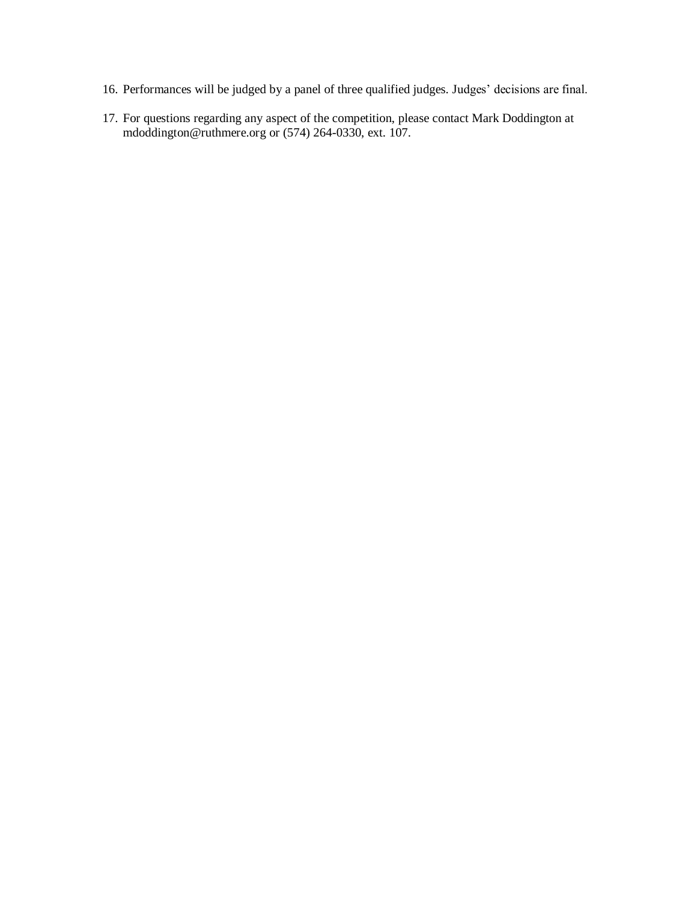16. Performances will be judged by a panel of three qualified judges. Judges' decisions are final.

17. For questions regarding any aspect of the competition, please contact Mark Doddington at mdoddington@ruthmere.org or (574) 264-0330, ext. 107.